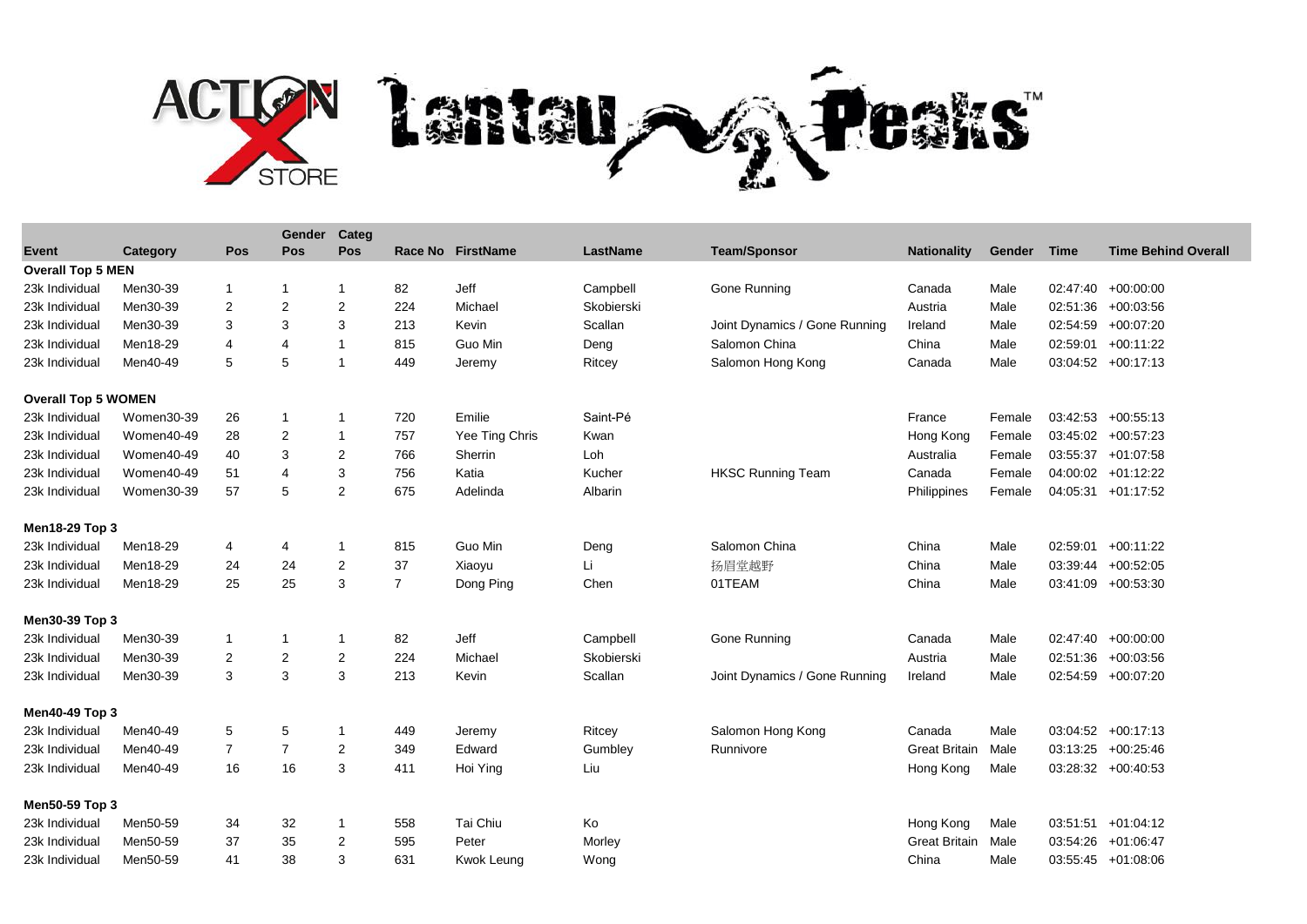# Action X Store Lantau 2 Peaks™

| Event | Category | Pos | Gender Pos | Categ Pos | Race No | FirstName | LastName | Team/Sponsor | Nationality | Gender | Time | Time Behind Overall |
|---|---|---|---|---|---|---|---|---|---|---|---|---|
| **Overall Top 5 MEN** | | | | | | | | | | | | |
| 23k Individual | Men30-39 | 1 | 1 | 1 | 82 | Jeff | Campbell | Gone Running | Canada | Male | 02:47:40 | +00:00:00 |
| 23k Individual | Men30-39 | 2 | 2 | 2 | 224 | Michael | Skobierski | | Austria | Male | 02:51:36 | +00:03:56 |
| 23k Individual | Men30-39 | 3 | 3 | 3 | 213 | Kevin | Scallan | Joint Dynamics / Gone Running | Ireland | Male | 02:54:59 | +00:07:20 |
| 23k Individual | Men18-29 | 4 | 4 | 1 | 815 | Guo Min | Deng | Salomon China | China | Male | 02:59:01 | +00:11:22 |
| 23k Individual | Men40-49 | 5 | 5 | 1 | 449 | Jeremy | Ritcey | Salomon Hong Kong | Canada | Male | 03:04:52 | +00:17:13 |
| **Overall Top 5 WOMEN** | | | | | | | | | | | | |
| 23k Individual | Women30-39 | 26 | 1 | 1 | 720 | Emilie | Saint-Pé | | France | Female | 03:42:53 | +00:55:13 |
| 23k Individual | Women40-49 | 28 | 2 | 1 | 757 | Yee Ting Chris | Kwan | | Hong Kong | Female | 03:45:02 | +00:57:23 |
| 23k Individual | Women40-49 | 40 | 3 | 2 | 766 | Sherrin | Loh | | Australia | Female | 03:55:37 | +01:07:58 |
| 23k Individual | Women40-49 | 51 | 4 | 3 | 756 | Katia | Kucher | HKSC Running Team | Canada | Female | 04:00:02 | +01:12:22 |
| 23k Individual | Women30-39 | 57 | 5 | 2 | 675 | Adelinda | Albarin | | Philippines | Female | 04:05:31 | +01:17:52 |
| **Men18-29 Top 3** | | | | | | | | | | | | |
| 23k Individual | Men18-29 | 4 | 4 | 1 | 815 | Guo Min | Deng | Salomon China | China | Male | 02:59:01 | +00:11:22 |
| 23k Individual | Men18-29 | 24 | 24 | 2 | 37 | Xiaoyu | Li | 扬眉堂越野 | China | Male | 03:39:44 | +00:52:05 |
| 23k Individual | Men18-29 | 25 | 25 | 3 | 7 | Dong Ping | Chen | 01TEAM | China | Male | 03:41:09 | +00:53:30 |
| **Men30-39 Top 3** | | | | | | | | | | | | |
| 23k Individual | Men30-39 | 1 | 1 | 1 | 82 | Jeff | Campbell | Gone Running | Canada | Male | 02:47:40 | +00:00:00 |
| 23k Individual | Men30-39 | 2 | 2 | 2 | 224 | Michael | Skobierski | | Austria | Male | 02:51:36 | +00:03:56 |
| 23k Individual | Men30-39 | 3 | 3 | 3 | 213 | Kevin | Scallan | Joint Dynamics / Gone Running | Ireland | Male | 02:54:59 | +00:07:20 |
| **Men40-49 Top 3** | | | | | | | | | | | | |
| 23k Individual | Men40-49 | 5 | 5 | 1 | 449 | Jeremy | Ritcey | Salomon Hong Kong | Canada | Male | 03:04:52 | +00:17:13 |
| 23k Individual | Men40-49 | 7 | 7 | 2 | 349 | Edward | Gumbley | Runnivore | Great Britain | Male | 03:13:25 | +00:25:46 |
| 23k Individual | Men40-49 | 16 | 16 | 3 | 411 | Hoi Ying | Liu | | Hong Kong | Male | 03:28:32 | +00:40:53 |
| **Men50-59 Top 3** | | | | | | | | | | | | |
| 23k Individual | Men50-59 | 34 | 32 | 1 | 558 | Tai Chiu | Ko | | Hong Kong | Male | 03:51:51 | +01:04:12 |
| 23k Individual | Men50-59 | 37 | 35 | 2 | 595 | Peter | Morley | | Great Britain | Male | 03:54:26 | +01:06:47 |
| 23k Individual | Men50-59 | 41 | 38 | 3 | 631 | Kwok Leung | Wong | | China | Male | 03:55:45 | +01:08:06 |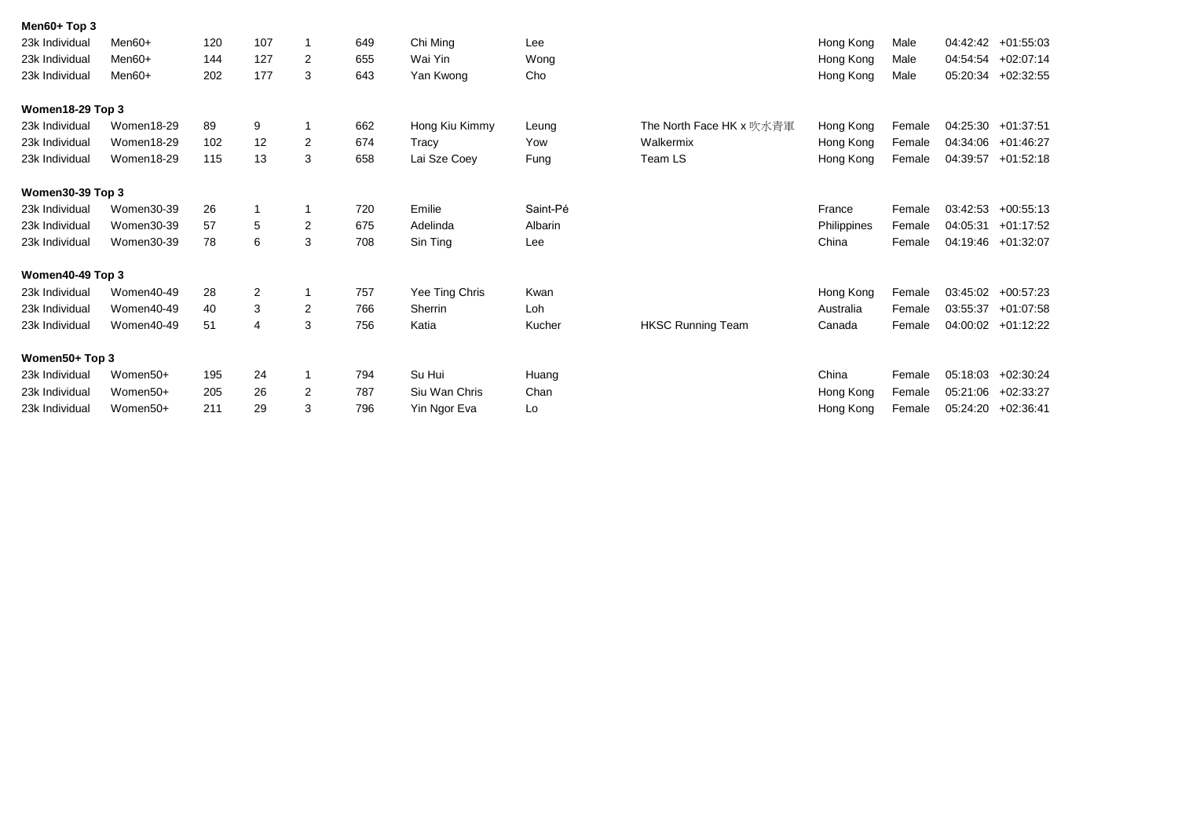**Men60+ Top 3**

| | | | | | | | | | | | | |
|---|---|---|---|---|---|---|---|---|---|---|---|---|
| 23k Individual | Men60+ | 120 | 107 | 1 | 649 | Chi Ming | Lee | | Hong Kong | Male | 04:42:42 | +01:55:03 |
| 23k Individual | Men60+ | 144 | 127 | 2 | 655 | Wai Yin | Wong | | Hong Kong | Male | 04:54:54 | +02:07:14 |
| 23k Individual | Men60+ | 202 | 177 | 3 | 643 | Yan Kwong | Cho | | Hong Kong | Male | 05:20:34 | +02:32:55 |

**Women18-29 Top 3**

| | | | | | | | | | | | | |
|---|---|---|---|---|---|---|---|---|---|---|---|---|
| 23k Individual | Women18-29 | 89 | 9 | 1 | 662 | Hong Kiu Kimmy | Leung | The North Face HK x 吹水青軍 | Hong Kong | Female | 04:25:30 | +01:37:51 |
| 23k Individual | Women18-29 | 102 | 12 | 2 | 674 | Tracy | Yow | Walkermix | Hong Kong | Female | 04:34:06 | +01:46:27 |
| 23k Individual | Women18-29 | 115 | 13 | 3 | 658 | Lai Sze Coey | Fung | Team LS | Hong Kong | Female | 04:39:57 | +01:52:18 |

**Women30-39 Top 3**

| | | | | | | | | | | | | |
|---|---|---|---|---|---|---|---|---|---|---|---|---|
| 23k Individual | Women30-39 | 26 | 1 | 1 | 720 | Emilie | Saint-Pé | | France | Female | 03:42:53 | +00:55:13 |
| 23k Individual | Women30-39 | 57 | 5 | 2 | 675 | Adelinda | Albarin | | Philippines | Female | 04:05:31 | +01:17:52 |
| 23k Individual | Women30-39 | 78 | 6 | 3 | 708 | Sin Ting | Lee | | China | Female | 04:19:46 | +01:32:07 |

**Women40-49 Top 3**

| | | | | | | | | | | | | |
|---|---|---|---|---|---|---|---|---|---|---|---|---|
| 23k Individual | Women40-49 | 28 | 2 | 1 | 757 | Yee Ting Chris | Kwan | | Hong Kong | Female | 03:45:02 | +00:57:23 |
| 23k Individual | Women40-49 | 40 | 3 | 2 | 766 | Sherrin | Loh | | Australia | Female | 03:55:37 | +01:07:58 |
| 23k Individual | Women40-49 | 51 | 4 | 3 | 756 | Katia | Kucher | HKSC Running Team | Canada | Female | 04:00:02 | +01:12:22 |

**Women50+ Top 3**

| | | | | | | | | | | | | |
|---|---|---|---|---|---|---|---|---|---|---|---|---|
| 23k Individual | Women50+ | 195 | 24 | 1 | 794 | Su Hui | Huang | | China | Female | 05:18:03 | +02:30:24 |
| 23k Individual | Women50+ | 205 | 26 | 2 | 787 | Siu Wan Chris | Chan | | Hong Kong | Female | 05:21:06 | +02:33:27 |
| 23k Individual | Women50+ | 211 | 29 | 3 | 796 | Yin Ngor Eva | Lo | | Hong Kong | Female | 05:24:20 | +02:36:41 |